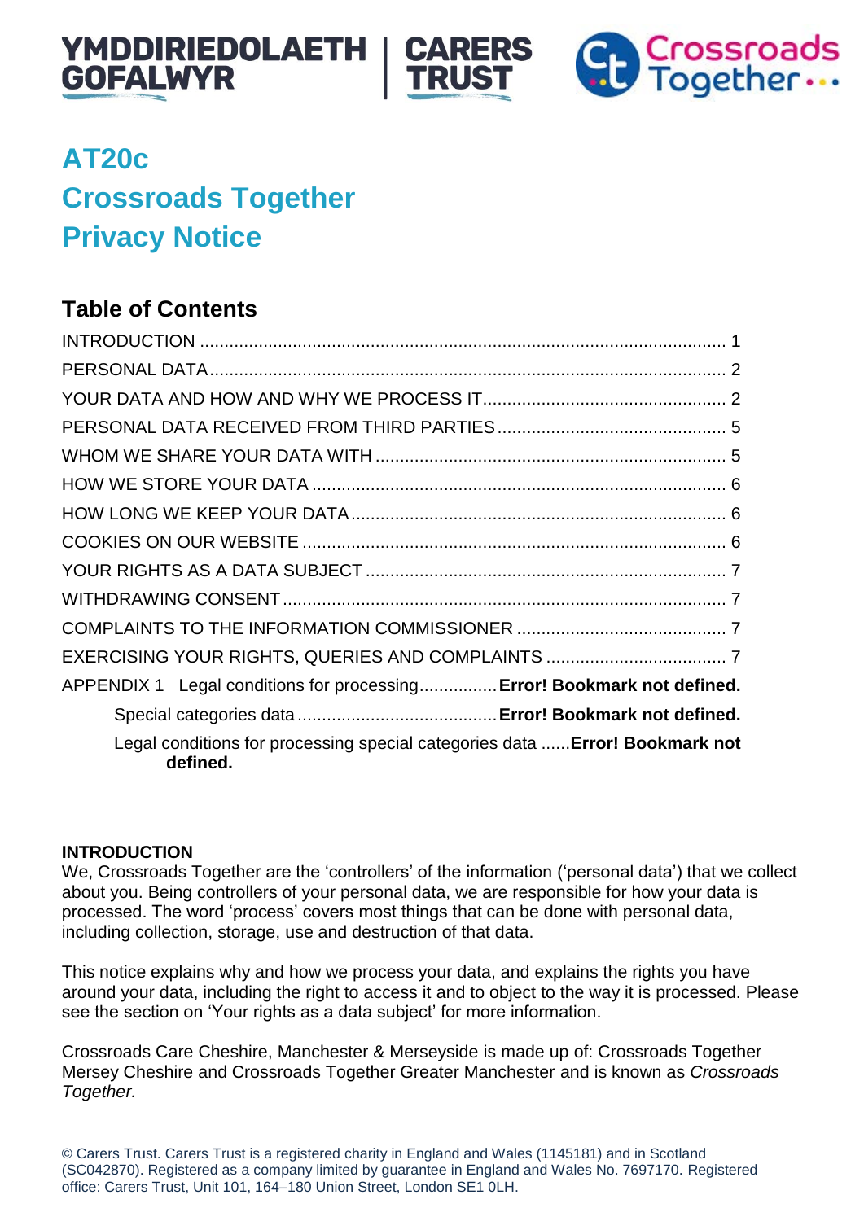YMDDIRIEDOLAETH GOFALWYR | CARERS TRUST

Crossroads Together

# AT20c
# Crossroads Together
# Privacy Notice

## Table of Contents

INTRODUCTION ........................................................................................................ 1
PERSONAL DATA ...................................................................................................... 2
YOUR DATA AND HOW AND WHY WE PROCESS IT ............................................... 2
PERSONAL DATA RECEIVED FROM THIRD PARTIES ............................................ 5
WHOM WE SHARE YOUR DATA WITH .................................................................... 5
HOW WE STORE YOUR DATA ................................................................................. 6
HOW LONG WE KEEP YOUR DATA ......................................................................... 6
COOKIES ON OUR WEBSITE ................................................................................... 6
YOUR RIGHTS AS A DATA SUBJECT ...................................................................... 7
WITHDRAWING CONSENT ....................................................................................... 7
COMPLAINTS TO THE INFORMATION COMMISSIONER ........................................ 7
EXERCISING YOUR RIGHTS, QUERIES AND COMPLAINTS ................................. 7
APPENDIX 1 Legal conditions for processing ................ **Error! Bookmark not defined.**
Special categories data ......................................... **Error! Bookmark not defined.**
Legal conditions for processing special categories data ...... **Error! Bookmark not defined.**

**INTRODUCTION**

We, Crossroads Together are the 'controllers' of the information ('personal data') that we collect about you. Being controllers of your personal data, we are responsible for how your data is processed. The word 'process' covers most things that can be done with personal data, including collection, storage, use and destruction of that data.

This notice explains why and how we process your data, and explains the rights you have around your data, including the right to access it and to object to the way it is processed. Please see the section on 'Your rights as a data subject' for more information.

Crossroads Care Cheshire, Manchester & Merseyside is made up of: Crossroads Together Mersey Cheshire and Crossroads Together Greater Manchester and is known as *Crossroads Together.*

© Carers Trust. Carers Trust is a registered charity in England and Wales (1145181) and in Scotland (SC042870). Registered as a company limited by guarantee in England and Wales No. 7697170. Registered office: Carers Trust, Unit 101, 164–180 Union Street, London SE1 0LH.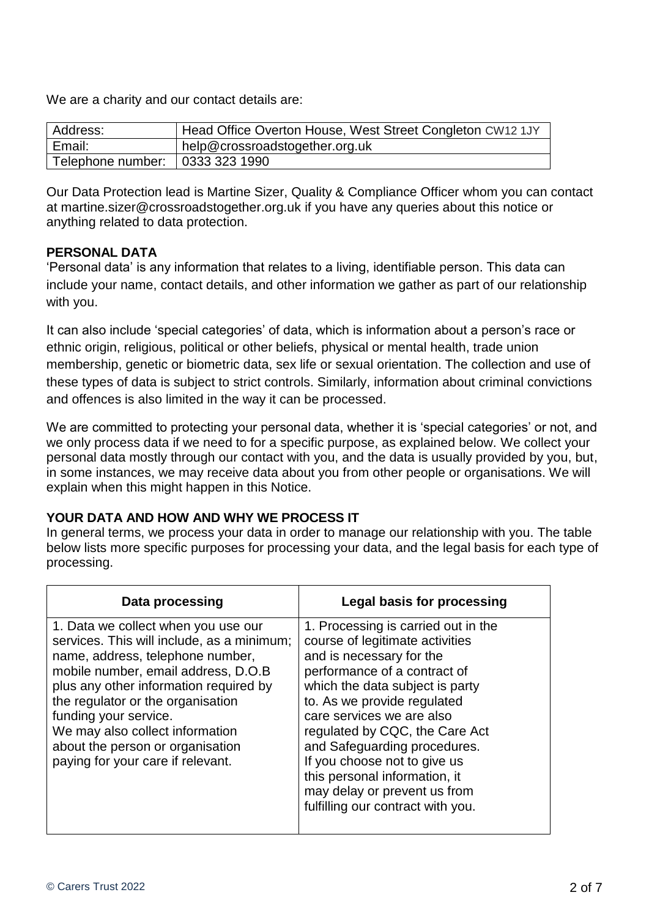We are a charity and our contact details are:

| Address: | Head Office Overton House, West Street Congleton CW12 1JY |
|---|---|
| Email: | help@crossroadstogether.org.uk |
| Telephone number: | 0333 323 1990 |

Our Data Protection lead is Martine Sizer, Quality & Compliance Officer whom you can contact at martine.sizer@crossroadstogether.org.uk if you have any queries about this notice or anything related to data protection.

**PERSONAL DATA**

'Personal data' is any information that relates to a living, identifiable person. This data can include your name, contact details, and other information we gather as part of our relationship with you.

It can also include 'special categories' of data, which is information about a person's race or ethnic origin, religious, political or other beliefs, physical or mental health, trade union membership, genetic or biometric data, sex life or sexual orientation. The collection and use of these types of data is subject to strict controls. Similarly, information about criminal convictions and offences is also limited in the way it can be processed.

We are committed to protecting your personal data, whether it is 'special categories' or not, and we only process data if we need to for a specific purpose, as explained below. We collect your personal data mostly through our contact with you, and the data is usually provided by you, but, in some instances, we may receive data about you from other people or organisations. We will explain when this might happen in this Notice.

**YOUR DATA AND HOW AND WHY WE PROCESS IT**

In general terms, we process your data in order to manage our relationship with you. The table below lists more specific purposes for processing your data, and the legal basis for each type of processing.

| Data processing | Legal basis for processing |
|---|---|
| 1. Data we collect when you use our services. This will include, as a minimum; name, address, telephone number, mobile number, email address, D.O.B plus any other information required by the regulator or the organisation funding your service. We may also collect information about the person or organisation paying for your care if relevant. | 1. Processing is carried out in the course of legitimate activities and is necessary for the performance of a contract of which the data subject is party to. As we provide regulated care services we are also regulated by CQC, the Care Act and Safeguarding procedures. If you choose not to give us this personal information, it may delay or prevent us from fulfilling our contract with you. |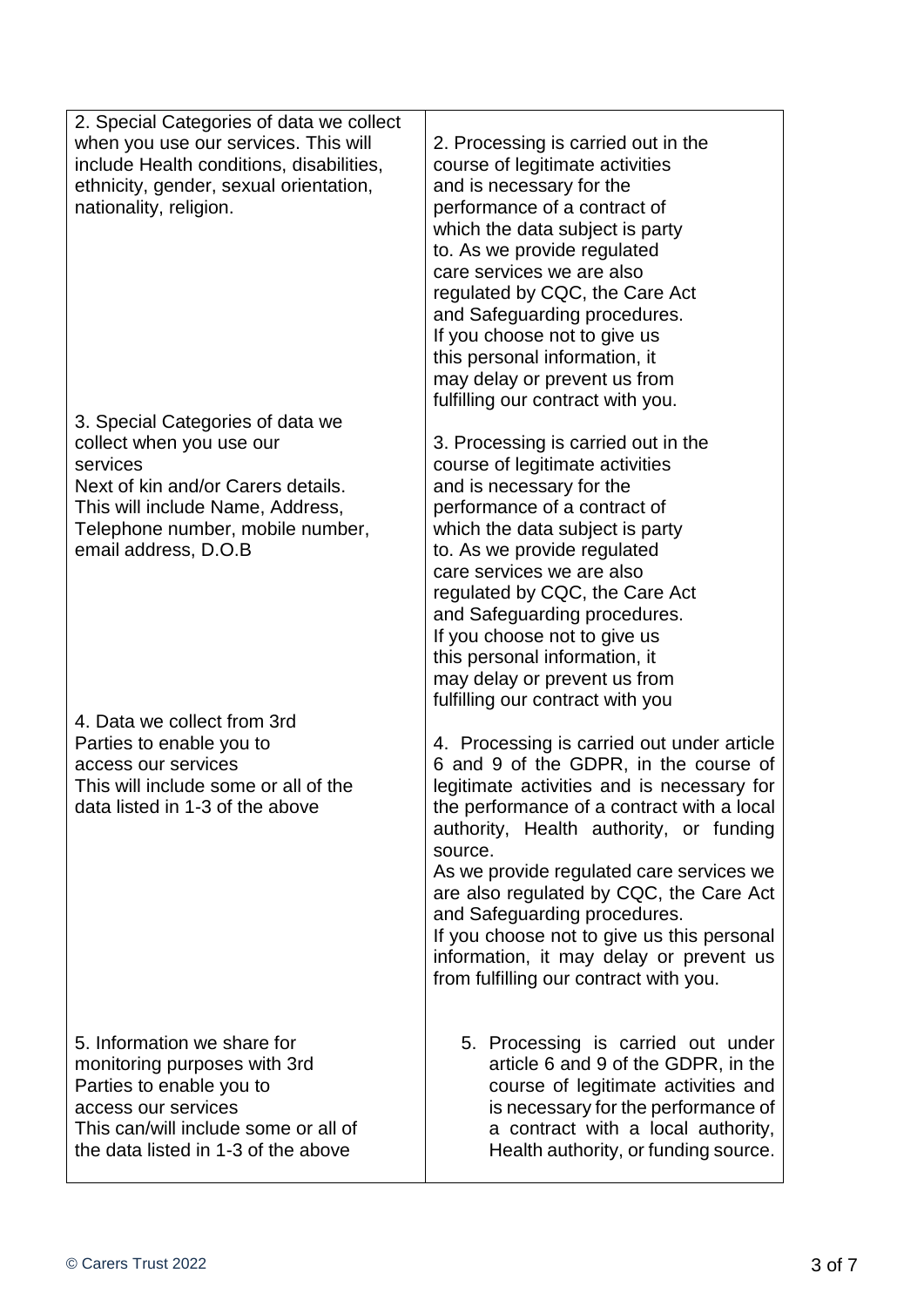| | |
|---|---|
| 2. Special Categories of data we collect when you use our services. This will include Health conditions, disabilities, ethnicity, gender, sexual orientation, nationality, religion. | 2. Processing is carried out in the course of legitimate activities and is necessary for the performance of a contract of which the data subject is party to. As we provide regulated care services we are also regulated by CQC, the Care Act and Safeguarding procedures. If you choose not to give us this personal information, it may delay or prevent us from fulfilling our contract with you. |
| 3. Special Categories of data we collect when you use our services<br>Next of kin and/or Carers details. This will include Name, Address, Telephone number, mobile number, email address, D.O.B | 3. Processing is carried out in the course of legitimate activities and is necessary for the performance of a contract of which the data subject is party to. As we provide regulated care services we are also regulated by CQC, the Care Act and Safeguarding procedures. If you choose not to give us this personal information, it may delay or prevent us from fulfilling our contract with you |
| 4. Data we collect from 3rd Parties to enable you to access our services<br>This will include some or all of the data listed in 1-3 of the above | 4. Processing is carried out under article 6 and 9 of the GDPR, in the course of legitimate activities and is necessary for the performance of a contract with a local authority, Health authority, or funding source.<br>As we provide regulated care services we are also regulated by CQC, the Care Act and Safeguarding procedures.<br>If you choose not to give us this personal information, it may delay or prevent us from fulfilling our contract with you. |
| 5. Information we share for monitoring purposes with 3rd Parties to enable you to access our services<br>This can/will include some or all of the data listed in 1-3 of the above | 5. Processing is carried out under article 6 and 9 of the GDPR, in the course of legitimate activities and is necessary for the performance of a contract with a local authority, Health authority, or funding source. |

© Carers Trust 2022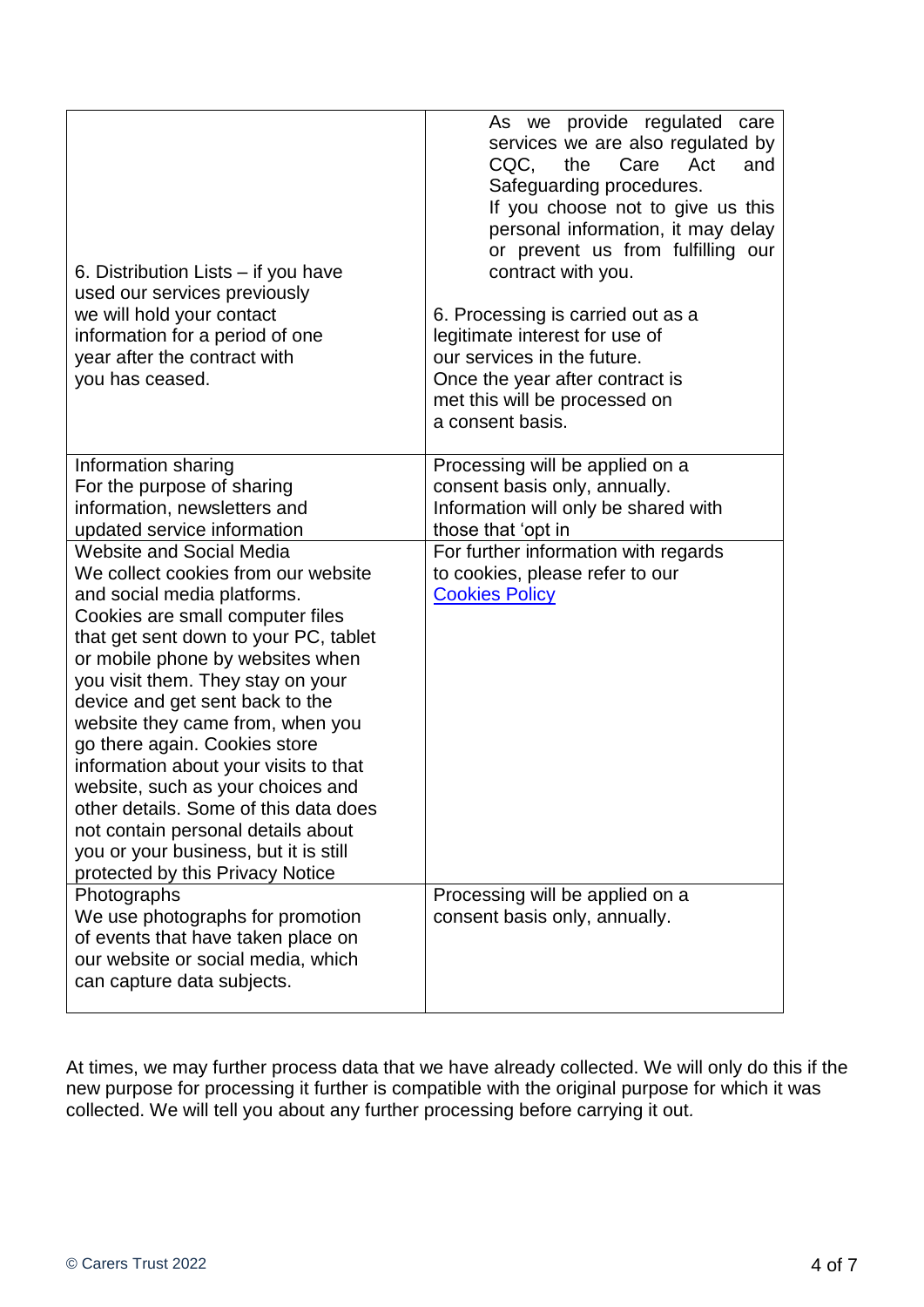| | |
|---|---|
| 6. Distribution Lists – if you have used our services previously we will hold your contact information for a period of one year after the contract with you has ceased. | As we provide regulated care services we are also regulated by CQC, the Care Act and Safeguarding procedures. If you choose not to give us this personal information, it may delay or prevent us from fulfilling our contract with you.<br><br>6. Processing is carried out as a legitimate interest for use of our services in the future. Once the year after contract is met this will be processed on a consent basis. |
| Information sharing For the purpose of sharing information, newsletters and updated service information | Processing will be applied on a consent basis only, annually. Information will only be shared with those that 'opt in |
| Website and Social Media We collect cookies from our website and social media platforms. Cookies are small computer files that get sent down to your PC, tablet or mobile phone by websites when you visit them. They stay on your device and get sent back to the website they came from, when you go there again. Cookies store information about your visits to that website, such as your choices and other details. Some of this data does not contain personal details about you or your business, but it is still protected by this Privacy Notice | For further information with regards to cookies, please refer to our Cookies Policy |
| Photographs We use photographs for promotion of events that have taken place on our website or social media, which can capture data subjects. | Processing will be applied on a consent basis only, annually. |

At times, we may further process data that we have already collected. We will only do this if the new purpose for processing it further is compatible with the original purpose for which it was collected. We will tell you about any further processing before carrying it out.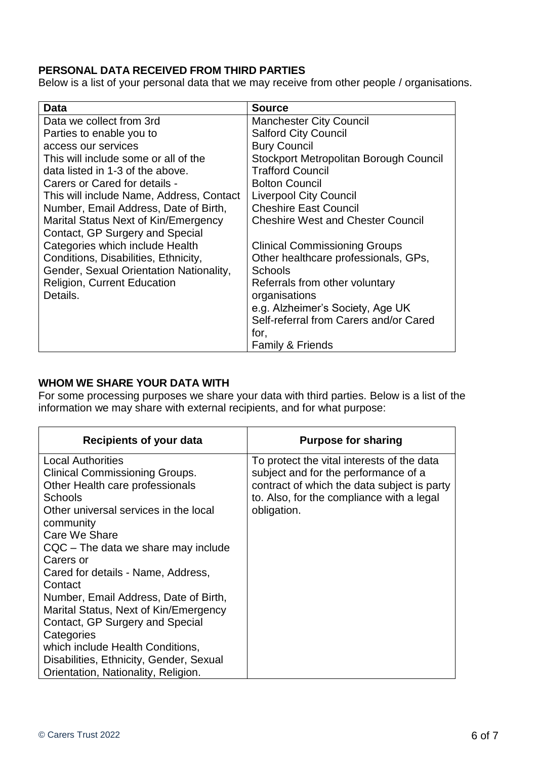**PERSONAL DATA RECEIVED FROM THIRD PARTIES**

Below is a list of your personal data that we may receive from other people / organisations.

| Data | Source |
|---|---|
| Data we collect from 3rd Parties to enable you to access our services<br>This will include some or all of the data listed in 1-3 of the above.<br>Carers or Cared for details - This will include Name, Address, Contact Number, Email Address, Date of Birth, Marital Status Next of Kin/Emergency Contact, GP Surgery and Special Categories which include Health Conditions, Disabilities, Ethnicity, Gender, Sexual Orientation Nationality, Religion, Current Education Details. | Manchester City Council<br>Salford City Council<br>Bury Council<br>Stockport Metropolitan Borough Council<br>Trafford Council<br>Bolton Council<br>Liverpool City Council<br>Cheshire East Council<br>Cheshire West and Chester Council<br><br>Clinical Commissioning Groups<br>Other healthcare professionals, GPs, Schools<br>Referrals from other voluntary organisations<br>e.g. Alzheimer's Society, Age UK<br>Self-referral from Carers and/or Cared for,<br>Family & Friends |

**WHOM WE SHARE YOUR DATA WITH**

For some processing purposes we share your data with third parties. Below is a list of the information we may share with external recipients, and for what purpose:

| Recipients of your data | Purpose for sharing |
|---|---|
| Local Authorities<br>Clinical Commissioning Groups.<br>Other Health care professionals<br>Schools<br>Other universal services in the local community<br>Care We Share<br>CQC – The data we share may include Carers or<br>Cared for details - Name, Address, Contact<br>Number, Email Address, Date of Birth, Marital Status, Next of Kin/Emergency Contact, GP Surgery and Special Categories<br>which include Health Conditions, Disabilities, Ethnicity, Gender, Sexual Orientation, Nationality, Religion. | To protect the vital interests of the data subject and for the performance of a contract of which the data subject is party to. Also, for the compliance with a legal obligation. |

© Carers Trust 2022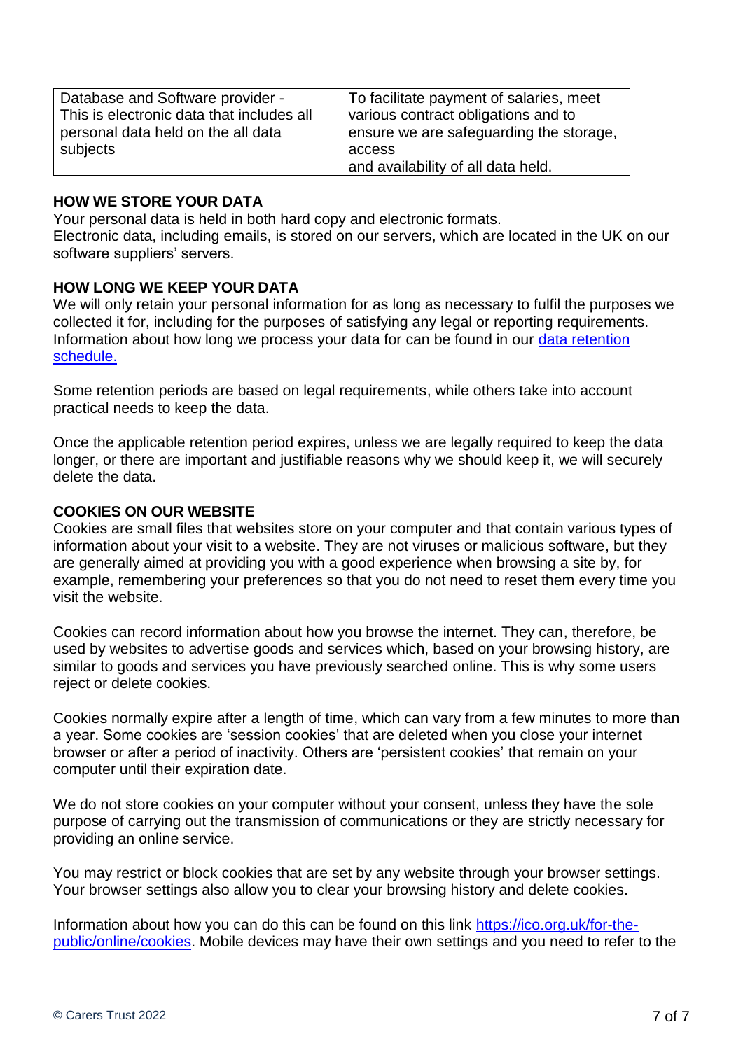| Database and Software provider - This is electronic data that includes all personal data held on the all data subjects | To facilitate payment of salaries, meet various contract obligations and to ensure we are safeguarding the storage, access and availability of all data held. |
|---|---|

**HOW WE STORE YOUR DATA**

Your personal data is held in both hard copy and electronic formats.
Electronic data, including emails, is stored on our servers, which are located in the UK on our software suppliers' servers.

**HOW LONG WE KEEP YOUR DATA**

We will only retain your personal information for as long as necessary to fulfil the purposes we collected it for, including for the purposes of satisfying any legal or reporting requirements. Information about how long we process your data for can be found in our data retention schedule.

Some retention periods are based on legal requirements, while others take into account practical needs to keep the data.

Once the applicable retention period expires, unless we are legally required to keep the data longer, or there are important and justifiable reasons why we should keep it, we will securely delete the data.

**COOKIES ON OUR WEBSITE**

Cookies are small files that websites store on your computer and that contain various types of information about your visit to a website. They are not viruses or malicious software, but they are generally aimed at providing you with a good experience when browsing a site by, for example, remembering your preferences so that you do not need to reset them every time you visit the website.

Cookies can record information about how you browse the internet. They can, therefore, be used by websites to advertise goods and services which, based on your browsing history, are similar to goods and services you have previously searched online. This is why some users reject or delete cookies.

Cookies normally expire after a length of time, which can vary from a few minutes to more than a year. Some cookies are 'session cookies' that are deleted when you close your internet browser or after a period of inactivity. Others are 'persistent cookies' that remain on your computer until their expiration date.

We do not store cookies on your computer without your consent, unless they have the sole purpose of carrying out the transmission of communications or they are strictly necessary for providing an online service.

You may restrict or block cookies that are set by any website through your browser settings. Your browser settings also allow you to clear your browsing history and delete cookies.

Information about how you can do this can be found on this link https://ico.org.uk/for-the-public/online/cookies. Mobile devices may have their own settings and you need to refer to the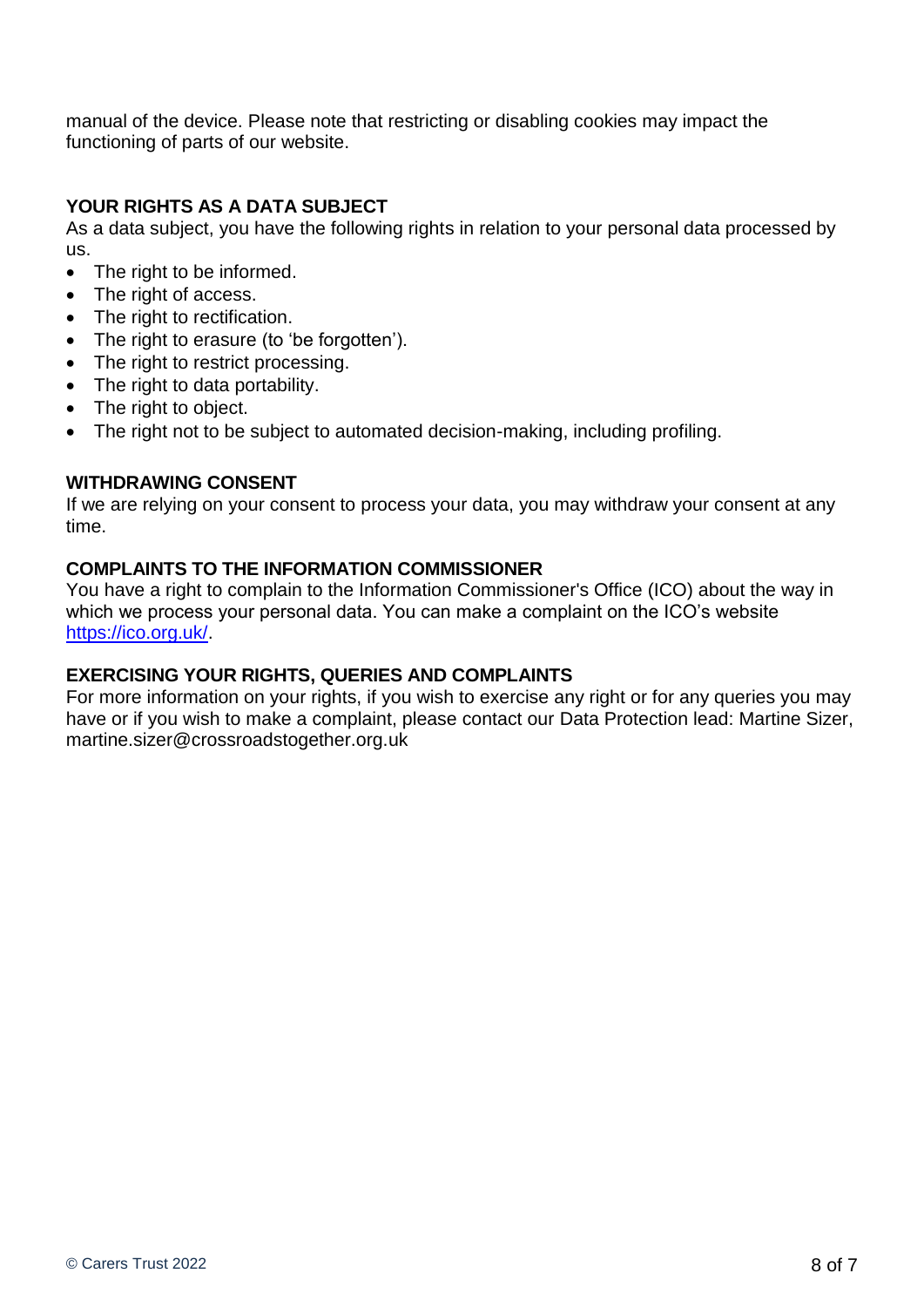manual of the device. Please note that restricting or disabling cookies may impact the functioning of parts of our website.

## YOUR RIGHTS AS A DATA SUBJECT

As a data subject, you have the following rights in relation to your personal data processed by us.

- The right to be informed.
- The right of access.
- The right to rectification.
- The right to erasure (to 'be forgotten').
- The right to restrict processing.
- The right to data portability.
- The right to object.
- The right not to be subject to automated decision-making, including profiling.

## WITHDRAWING CONSENT

If we are relying on your consent to process your data, you may withdraw your consent at any time.

## COMPLAINTS TO THE INFORMATION COMMISSIONER

You have a right to complain to the Information Commissioner's Office (ICO) about the way in which we process your personal data. You can make a complaint on the ICO's website https://ico.org.uk/.

## EXERCISING YOUR RIGHTS, QUERIES AND COMPLAINTS

For more information on your rights, if you wish to exercise any right or for any queries you may have or if you wish to make a complaint, please contact our Data Protection lead: Martine Sizer, martine.sizer@crossroadstogether.org.uk

© Carers Trust 2022